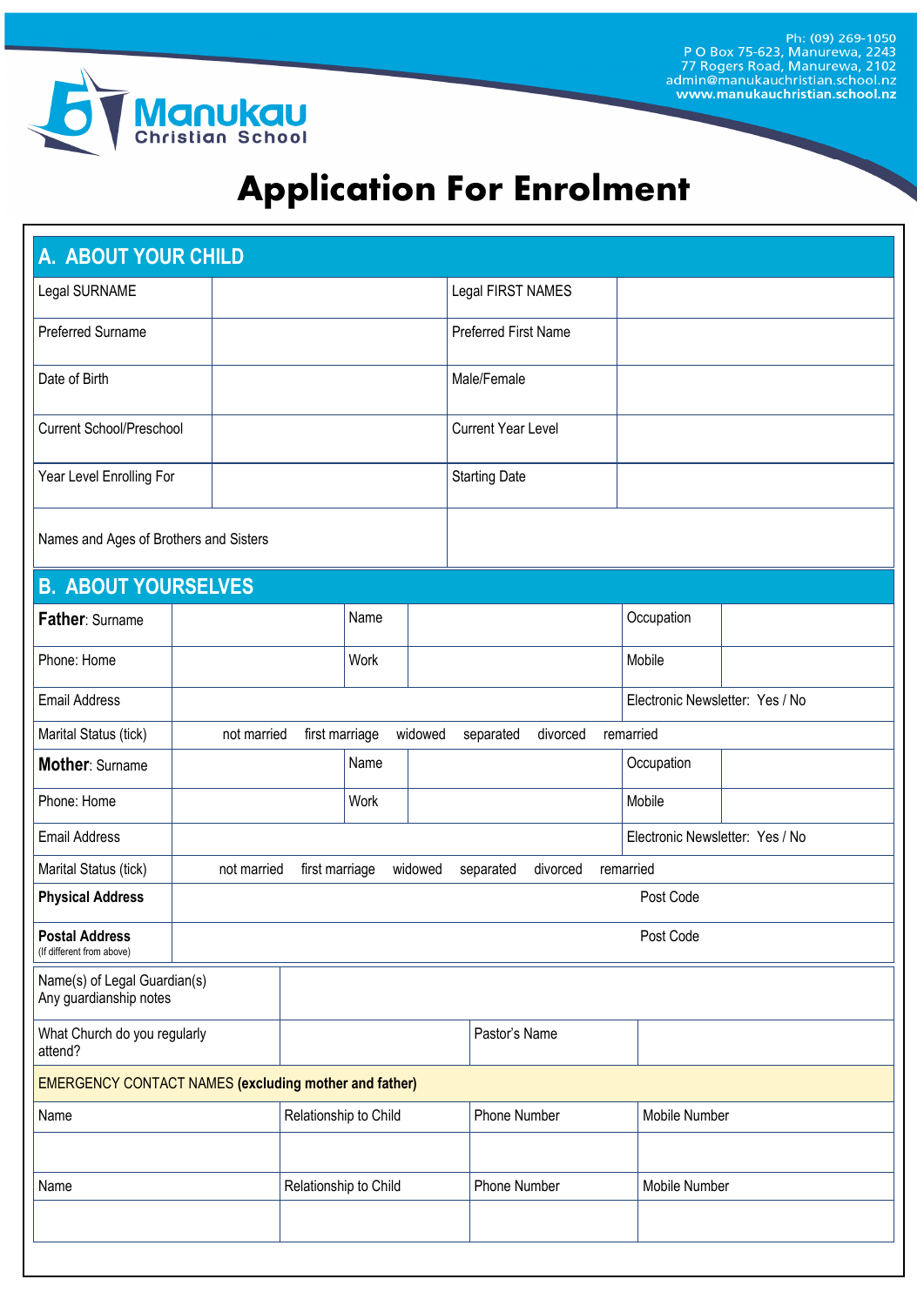Ph: (09) 269-1050
P O Box 75-623, Manurewa, 2243
77 Rogers Road, Manurewa, 2102
admin@manukauchristian.school.nz
www.manukauchristian.school.nz

**Manukau Christian School**

# Application For Enrolment

## A. ABOUT YOUR CHILD

| | | | |
|---|---|---|---|
| Legal SURNAME | | Legal FIRST NAMES | |
| Preferred Surname | | Preferred First Name | |
| Date of Birth | | Male/Female | |
| Current School/Preschool | | Current Year Level | |
| Year Level Enrolling For | | Starting Date | |
| Names and Ages of Brothers and Sisters | | | |

## B. ABOUT YOURSELVES

| | | | | | |
|---|---|---|---|---|---|
| **Father**: Surname | | Name | | Occupation | |
| Phone: Home | | Work | | Mobile | |
| Email Address | | | | Electronic Newsletter: Yes / No | |
| Marital Status (tick) | not married   first marriage   widowed   separated   divorced   remarried | | | | |
| **Mother**: Surname | | Name | | Occupation | |
| Phone: Home | | Work | | Mobile | |
| Email Address | | | | Electronic Newsletter: Yes / No | |
| Marital Status (tick) | not married   first marriage   widowed   separated   divorced   remarried | | | | |
| **Physical Address** | | | | Post Code | |
| **Postal Address** (If different from above) | | | | Post Code | |

| | | | |
|---|---|---|---|
| Name(s) of Legal Guardian(s) Any guardianship notes | | | |
| What Church do you regularly attend? | | Pastor's Name | |

EMERGENCY CONTACT NAMES **(excluding mother and father)**

| Name | Relationship to Child | Phone Number | Mobile Number |
|---|---|---|---|
| | | | |

| Name | Relationship to Child | Phone Number | Mobile Number |
|---|---|---|---|
| | | | |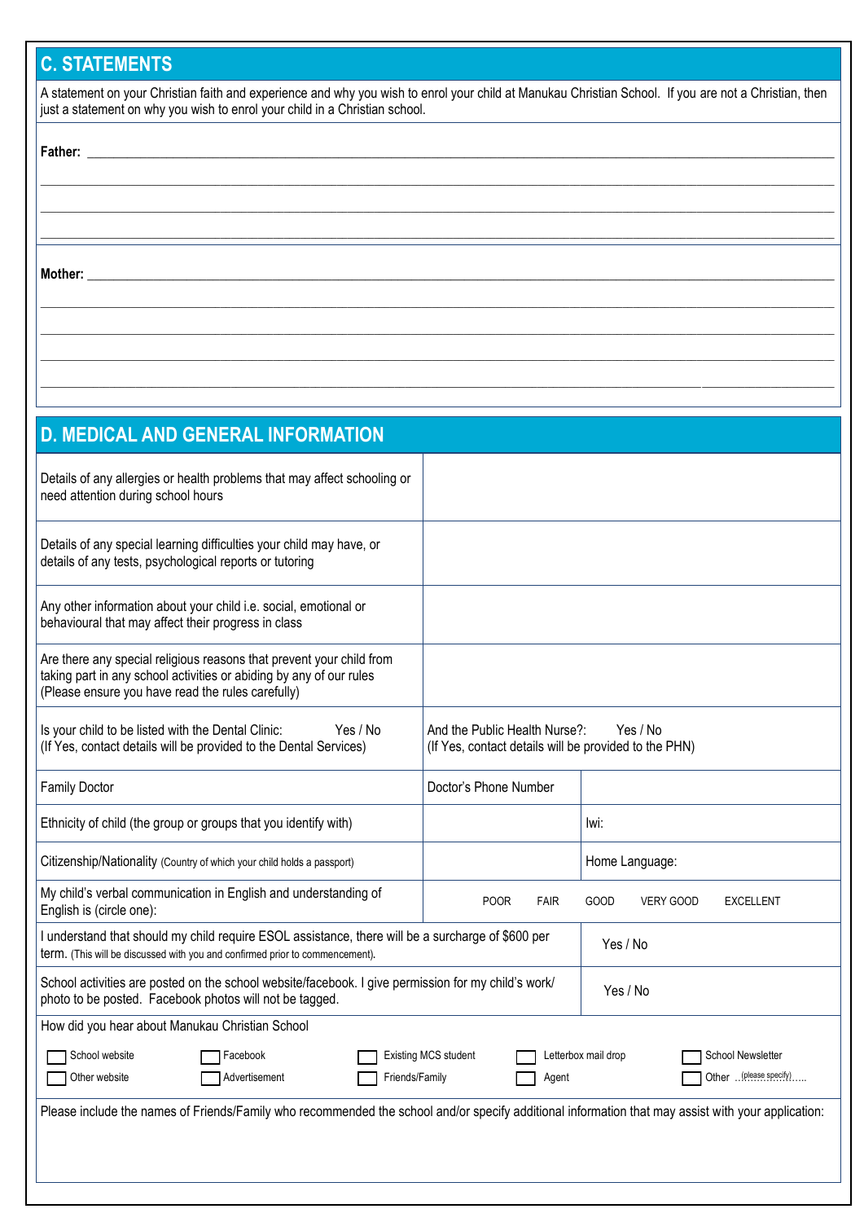## C. STATEMENTS

A statement on your Christian faith and experience and why you wish to enrol your child at Manukau Christian School. If you are not a Christian, then just a statement on why you wish to enrol your child in a Christian school.

**Father:** ______________________________________________

______________________________________________

______________________________________________

______________________________________________

**Mother:** ______________________________________________

______________________________________________

______________________________________________

______________________________________________

______________________________________________

## D. MEDICAL AND GENERAL INFORMATION

| | | | |
|---|---|---|---|
| Details of any allergies or health problems that may affect schooling or need attention during school hours | | | |
| Details of any special learning difficulties your child may have, or details of any tests, psychological reports or tutoring | | | |
| Any other information about your child i.e. social, emotional or behavioural that may affect their progress in class | | | |
| Are there any special religious reasons that prevent your child from taking part in any school activities or abiding by any of our rules (Please ensure you have read the rules carefully) | | | |
| Is your child to be listed with the Dental Clinic: Yes / No (If Yes, contact details will be provided to the Dental Services) | And the Public Health Nurse?: Yes / No (If Yes, contact details will be provided to the PHN) | | |
| Family Doctor | Doctor's Phone Number | | |
| Ethnicity of child (the group or groups that you identify with) | | Iwi: | |
| Citizenship/Nationality (Country of which your child holds a passport) | | Home Language: | |
| My child's verbal communication in English and understanding of English is (circle one): | POOR FAIR GOOD VERY GOOD EXCELLENT | | |
| I understand that should my child require ESOL assistance, there will be a surcharge of $600 per term. (This will be discussed with you and confirmed prior to commencement). | | Yes / No | |
| School activities are posted on the school website/facebook. I give permission for my child's work/ photo to be posted. Facebook photos will not be tagged. | | Yes / No | |

How did you hear about Manukau Christian School

- ☐ School website
- ☐ Facebook
- ☐ Existing MCS student
- ☐ Letterbox mail drop
- ☐ School Newsletter
- ☐ Other website
- ☐ Advertisement
- ☐ Friends/Family
- ☐ Agent
- ☐ Other ..(please specify)......

Please include the names of Friends/Family who recommended the school and/or specify additional information that may assist with your application: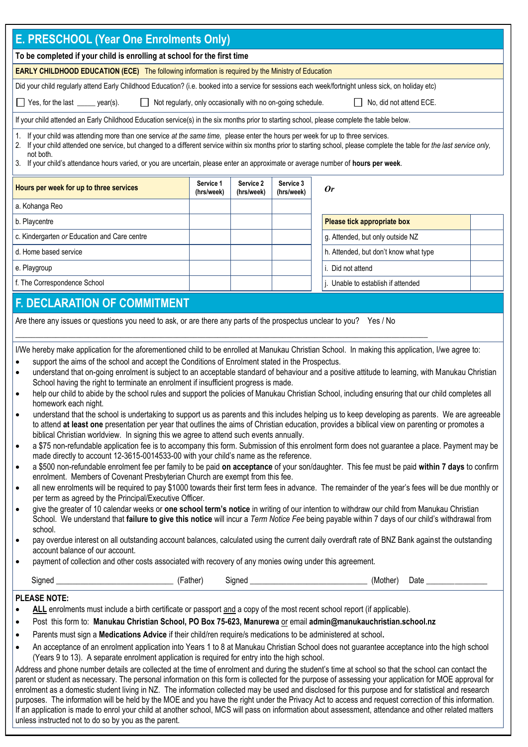## E. PRESCHOOL (Year One Enrolments Only)

**To be completed if your child is enrolling at school for the first time**

**EARLY CHILDHOOD EDUCATION (ECE)** The following information is required by the Ministry of Education

Did your child regularly attend Early Childhood Education? (i.e. booked into a service for sessions each week/fortnight unless sick, on holiday etc)

☐ Yes, for the last _____ year(s). ☐ Not regularly, only occasionally with no on-going schedule. ☐ No, did not attend ECE.

If your child attended an Early Childhood Education service(s) in the six months prior to starting school, please complete the table below.

1. If your child was attending more than one service *at the same time,* please enter the hours per week for up to three services.
2. If your child attended one service, but changed to a different service within six months prior to starting school, please complete the table for *the last service only,* not both.
3. If your child's attendance hours varied, or you are uncertain, please enter an approximate or average number of **hours per week**.

| Hours per week for up to three services | Service 1 (hrs/week) | Service 2 (hrs/week) | Service 3 (hrs/week) |
|---|---|---|---|
| a. Kohanga Reo | | | |
| b. Playcentre | | | |
| c. Kindergarten *or* Education and Care centre | | | |
| d. Home based service | | | |
| e. Playgroup | | | |
| f. The Correspondence School | | | |

***Or***

| Please tick appropriate box | |
|---|---|
| g. Attended, but only outside NZ | |
| h. Attended, but don't know what type | |
| i. Did not attend | |
| j. Unable to establish if attended | |

## F. DECLARATION OF COMMITMENT

Are there any issues or questions you need to ask, or are there any parts of the prospectus unclear to you? Yes / No

_______________________________________________________________________________

I/We hereby make application for the aforementioned child to be enrolled at Manukau Christian School. In making this application, I/we agree to:

- support the aims of the school and accept the Conditions of Enrolment stated in the Prospectus.
- understand that on-going enrolment is subject to an acceptable standard of behaviour and a positive attitude to learning, with Manukau Christian School having the right to terminate an enrolment if insufficient progress is made.
- help our child to abide by the school rules and support the policies of Manukau Christian School, including ensuring that our child completes all homework each night.
- understand that the school is undertaking to support us as parents and this includes helping us to keep developing as parents. We are agreeable to attend **at least one** presentation per year that outlines the aims of Christian education, provides a biblical view on parenting or promotes a biblical Christian worldview. In signing this we agree to attend such events annually.
- a $75 non-refundable application fee is to accompany this form. Submission of this enrolment form does not guarantee a place. Payment may be made directly to account 12-3615-0014533-00 with your child's name as the reference.
- a $500 non-refundable enrolment fee per family to be paid **on acceptance** of your son/daughter. This fee must be paid **within 7 days** to confirm enrolment. Members of Covenant Presbyterian Church are exempt from this fee.
- all new enrolments will be required to pay $1000 towards their first term fees in advance. The remainder of the year's fees will be due monthly or per term as agreed by the Principal/Executive Officer.
- give the greater of 10 calendar weeks or **one school term's notice** in writing of our intention to withdraw our child from Manukau Christian School. We understand that **failure to give this notice** will incur a *Term Notice Fee* being payable within 7 days of our child's withdrawal from school.
- pay overdue interest on all outstanding account balances, calculated using the current daily overdraft rate of BNZ Bank against the outstanding account balance of our account.
- payment of collection and other costs associated with recovery of any monies owing under this agreement.

Signed ___________________________ (Father) Signed ___________________________ (Mother) Date _______________

**PLEASE NOTE:**

- **ALL** enrolments must include a birth certificate or passport and a copy of the most recent school report (if applicable).
- Post this form to: **Manukau Christian School, PO Box 75-623, Manurewa** or email **admin@manukauchristian.school.nz**
- Parents must sign a **Medications Advice** if their child/ren require/s medications to be administered at school**.**
- An acceptance of an enrolment application into Years 1 to 8 at Manukau Christian School does not guarantee acceptance into the high school (Years 9 to 13). A separate enrolment application is required for entry into the high school.

Address and phone number details are collected at the time of enrolment and during the student's time at school so that the school can contact the parent or student as necessary. The personal information on this form is collected for the purpose of assessing your application for MOE approval for enrolment as a domestic student living in NZ. The information collected may be used and disclosed for this purpose and for statistical and research purposes. The information will be held by the MOE and you have the right under the Privacy Act to access and request correction of this information. If an application is made to enrol your child at another school, MCS will pass on information about assessment, attendance and other related matters unless instructed not to do so by you as the parent.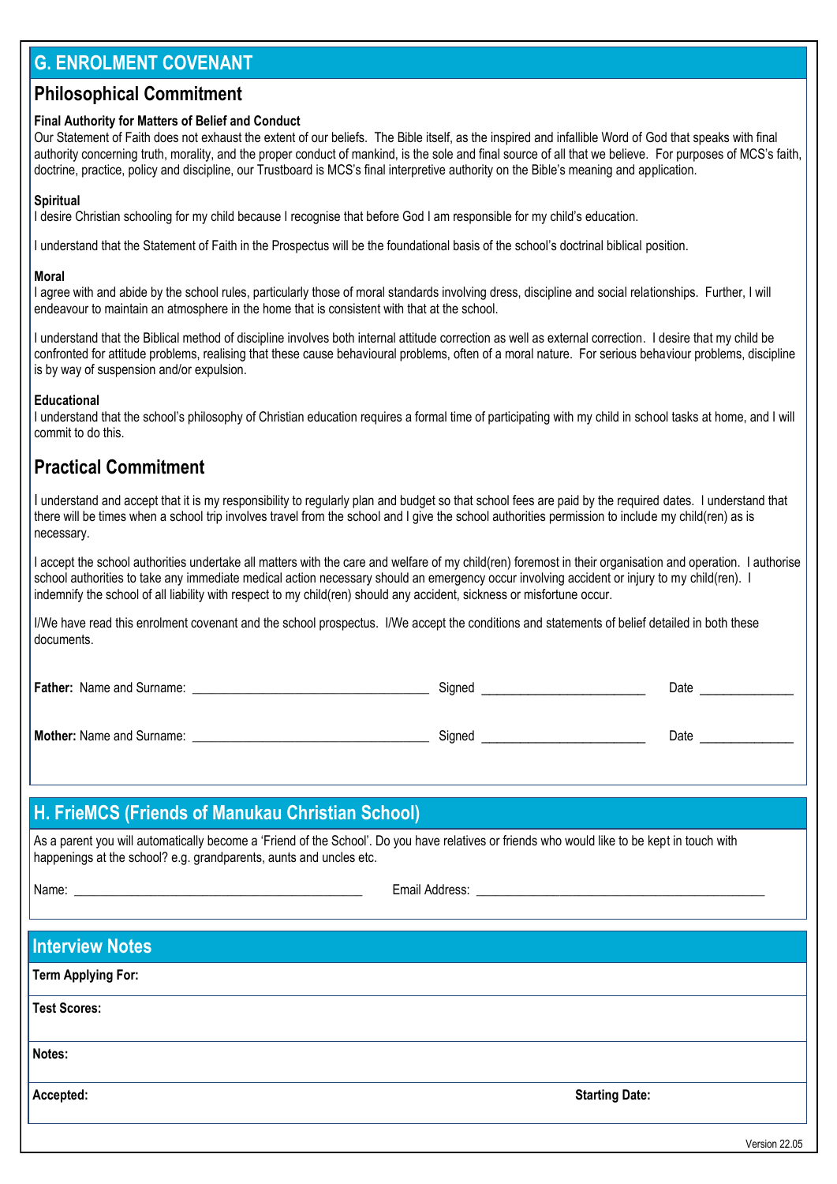## G. ENROLMENT COVENANT

### Philosophical Commitment

**Final Authority for Matters of Belief and Conduct**

Our Statement of Faith does not exhaust the extent of our beliefs. The Bible itself, as the inspired and infallible Word of God that speaks with final authority concerning truth, morality, and the proper conduct of mankind, is the sole and final source of all that we believe. For purposes of MCS's faith, doctrine, practice, policy and discipline, our Trustboard is MCS's final interpretive authority on the Bible's meaning and application.

**Spiritual**

I desire Christian schooling for my child because I recognise that before God I am responsible for my child's education.

I understand that the Statement of Faith in the Prospectus will be the foundational basis of the school's doctrinal biblical position.

**Moral**

I agree with and abide by the school rules, particularly those of moral standards involving dress, discipline and social relationships. Further, I will endeavour to maintain an atmosphere in the home that is consistent with that at the school.

I understand that the Biblical method of discipline involves both internal attitude correction as well as external correction. I desire that my child be confronted for attitude problems, realising that these cause behavioural problems, often of a moral nature. For serious behaviour problems, discipline is by way of suspension and/or expulsion.

**Educational**

I understand that the school's philosophy of Christian education requires a formal time of participating with my child in school tasks at home, and I will commit to do this.

### Practical Commitment

I understand and accept that it is my responsibility to regularly plan and budget so that school fees are paid by the required dates. I understand that there will be times when a school trip involves travel from the school and I give the school authorities permission to include my child(ren) as is necessary.

I accept the school authorities undertake all matters with the care and welfare of my child(ren) foremost in their organisation and operation. I authorise school authorities to take any immediate medical action necessary should an emergency occur involving accident or injury to my child(ren). I indemnify the school of all liability with respect to my child(ren) should any accident, sickness or misfortune occur.

I/We have read this enrolment covenant and the school prospectus. I/We accept the conditions and statements of belief detailed in both these documents.

**Father:** Name and Surname: ______________________ Signed ______________________ Date ______________

**Mother:** Name and Surname: ______________________ Signed ______________________ Date ______________

## H. FrieMCS (Friends of Manukau Christian School)

As a parent you will automatically become a 'Friend of the School'. Do you have relatives or friends who would like to be kept in touch with happenings at the school? e.g. grandparents, aunts and uncles etc.

Name: ______________________ Email Address: ______________________

## Interview Notes

**Term Applying For:**

**Test Scores:**

**Notes:**

**Accepted:** **Starting Date:**

Version 22.05